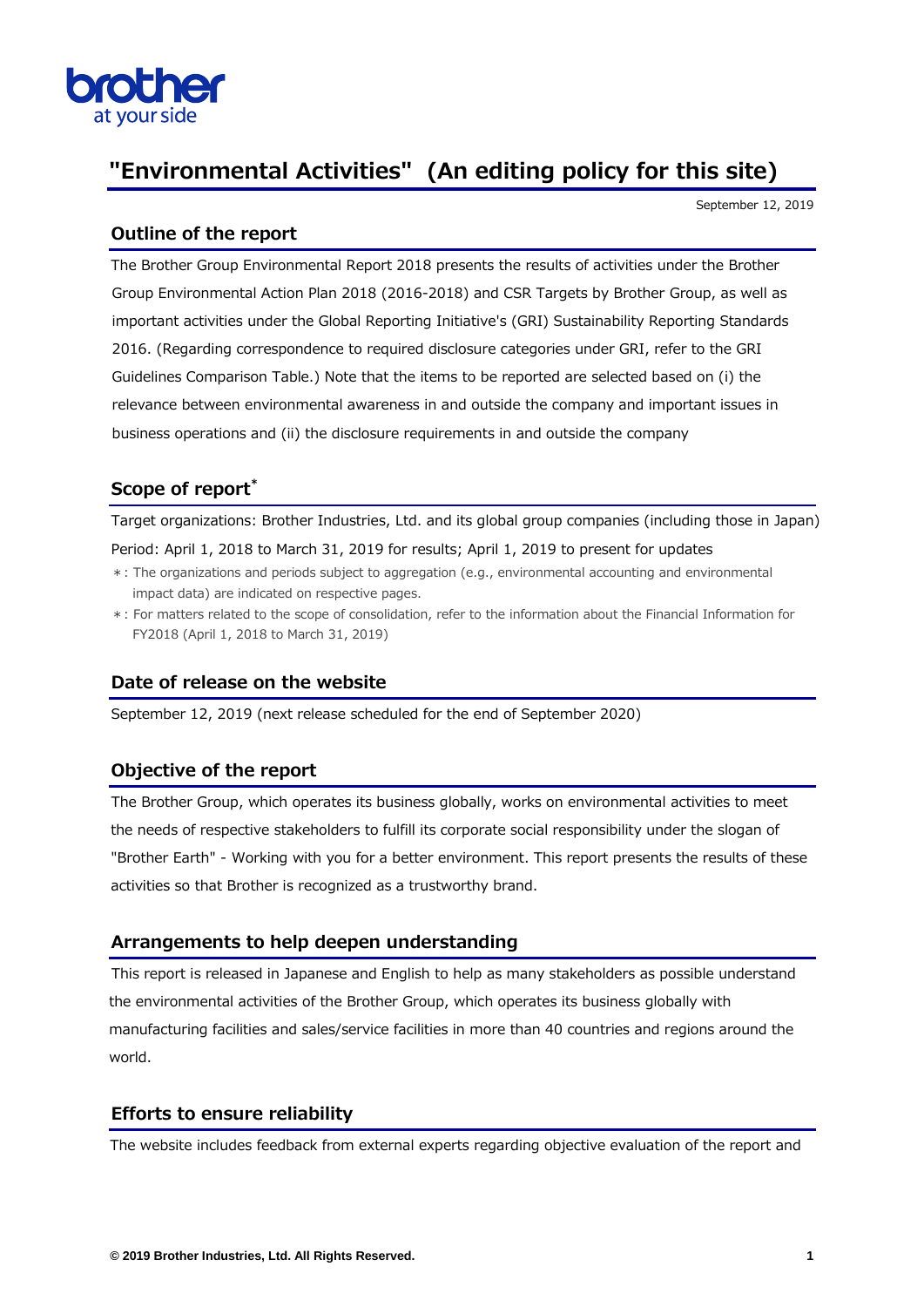# "Environmental Activities" (An editing policy for this site)

September 12, 2019

## Outline of the report

The Brother Group Environmental Report 2018 presents the results of activities under the Brother Group Environmental Action Plan 2018 (2016-2018) and CSR Targets by Brother Group, as well as important activities under the Global Reporting Initiative's (GRI) Sustainability Reporting Standards 2016. (Regarding correspondence to required disclosure categories under GRI, refer to the GRI Guidelines Comparison Table.) Note that the items to be reported are selected based on (i) the relevance between environmental awareness in and outside the company and important issues in business operations and (ii) the disclosure requirements in and outside the company

## Scope of report*

Target organizations: Brother Industries, Ltd. and its global group companies (including those in Japan)

Period: April 1, 2018 to March 31, 2019 for results; April 1, 2019 to present for updates

＊: The organizations and periods subject to aggregation (e.g., environmental accounting and environmental impact data) are indicated on respective pages.

＊: For matters related to the scope of consolidation, refer to the information about the Financial Information for FY2018 (April 1, 2018 to March 31, 2019)

## Date of release on the website

September 12, 2019 (next release scheduled for the end of September 2020)

## Objective of the report

The Brother Group, which operates its business globally, works on environmental activities to meet the needs of respective stakeholders to fulfill its corporate social responsibility under the slogan of "Brother Earth" - Working with you for a better environment. This report presents the results of these activities so that Brother is recognized as a trustworthy brand.

## Arrangements to help deepen understanding

This report is released in Japanese and English to help as many stakeholders as possible understand the environmental activities of the Brother Group, which operates its business globally with manufacturing facilities and sales/service facilities in more than 40 countries and regions around the world.

## Efforts to ensure reliability

The website includes feedback from external experts regarding objective evaluation of the report and

© 2019 Brother Industries, Ltd. All Rights Reserved.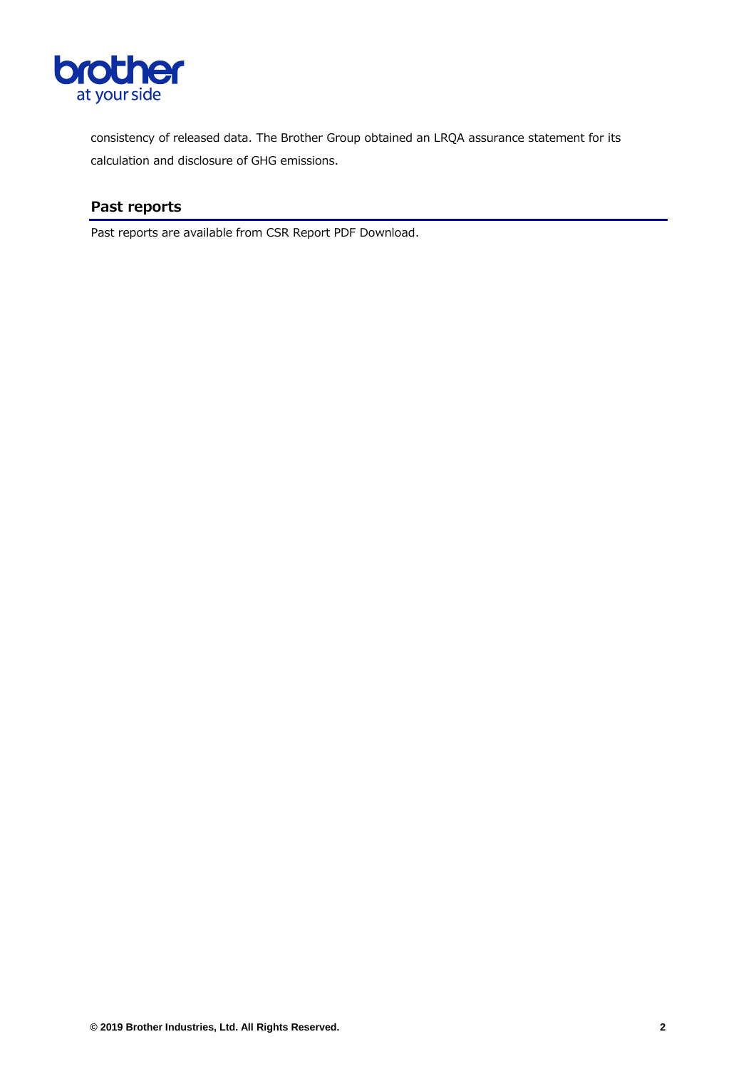consistency of released data. The Brother Group obtained an LRQA assurance statement for its calculation and disclosure of GHG emissions.

## Past reports

Past reports are available from CSR Report PDF Download.